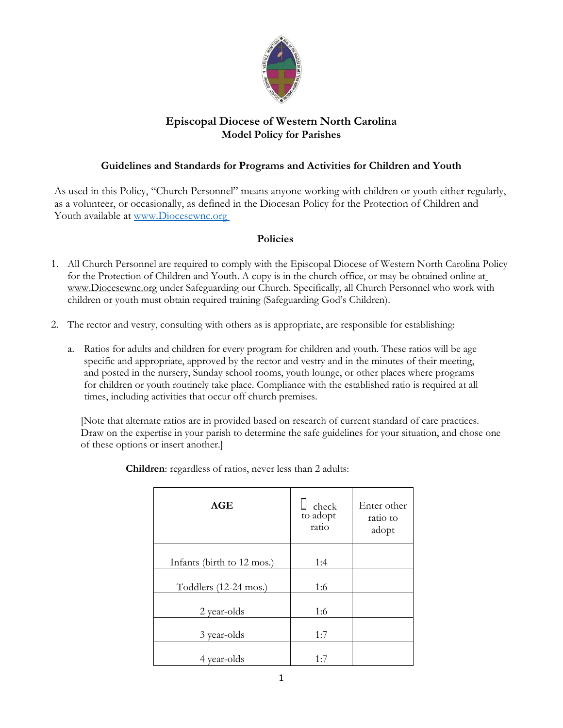## Episcopal Diocese of Western North Carolina
## Model Policy for Parishes

### Guidelines and Standards for Programs and Activities for Children and Youth

As used in this Policy, "Church Personnel" means anyone working with children or youth either regularly, as a volunteer, or occasionally, as defined in the Diocesan Policy for the Protection of Children and Youth available at [www.Diocesewnc.org](http://www.Diocesewnc.org)

### Policies

1. All Church Personnel are required to comply with the Episcopal Diocese of Western North Carolina Policy for the Protection of Children and Youth. A copy is in the church office, or may be obtained online at [www.Diocesewnc.org](http://www.Diocesewnc.org) under Safeguarding our Church. Specifically, all Church Personnel who work with children or youth must obtain required training (Safeguarding God's Children).

2. The rector and vestry, consulting with others as is appropriate, are responsible for establishing:

   a. Ratios for adults and children for every program for children and youth. These ratios will be age specific and appropriate, approved by the rector and vestry and in the minutes of their meeting, and posted in the nursery, Sunday school rooms, youth lounge, or other places where programs for children or youth routinely take place. Compliance with the established ratio is required at all times, including activities that occur off church premises.

   [Note that alternate ratios are in provided based on research of current standard of care practices. Draw on the expertise in your parish to determine the safe guidelines for your situation, and chose one of these options or insert another.]

   **Children**: regardless of ratios, never less than 2 adults:

| AGE | ☐ check to adopt ratio | Enter other ratio to adopt |
|---|---|---|
| Infants (birth to 12 mos.) | 1:4 | |
| Toddlers (12-24 mos.) | 1:6 | |
| 2 year-olds | 1:6 | |
| 3 year-olds | 1:7 | |
| 4 year-olds | 1:7 | |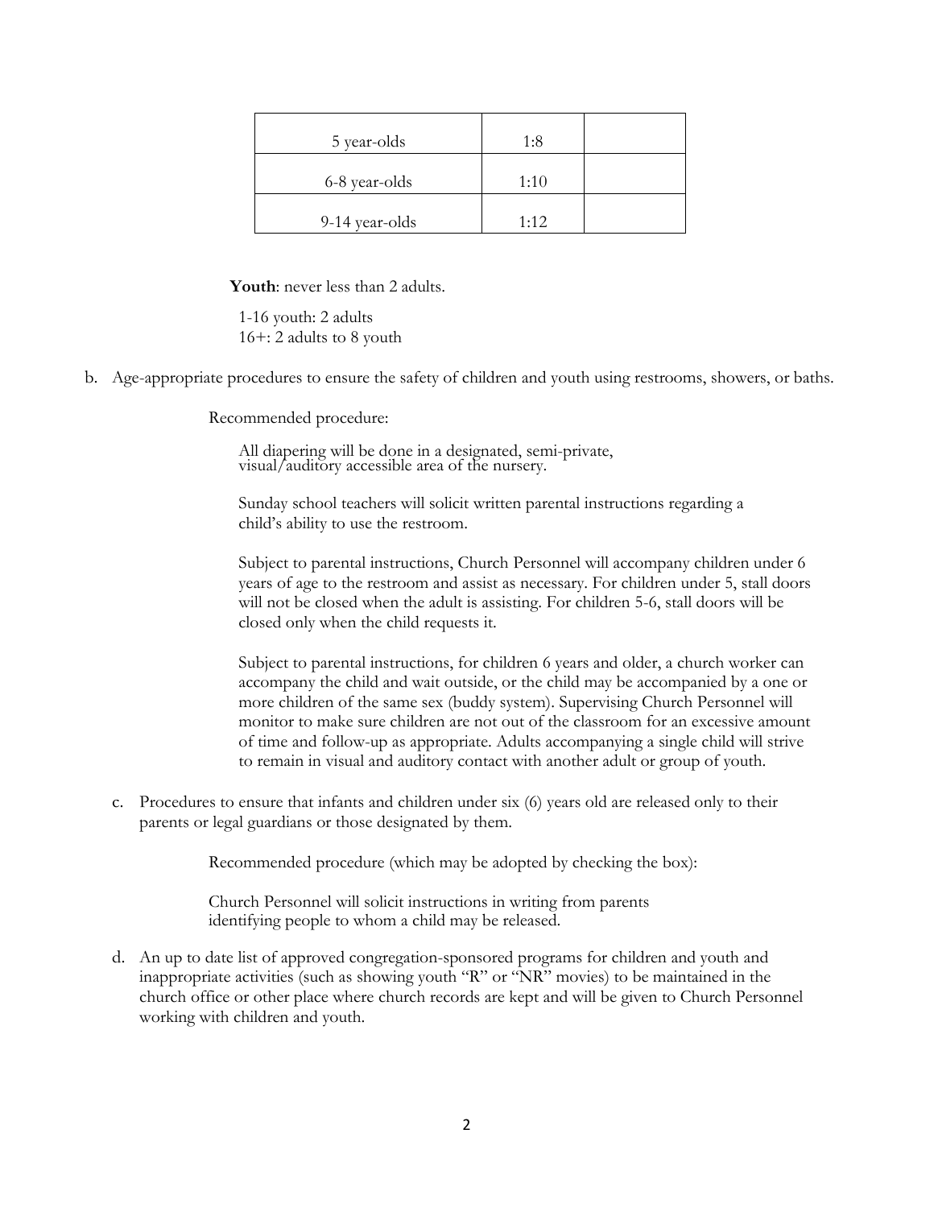| | | |
|---|---|---|
| 5 year-olds | 1:8 | |
| 6-8 year-olds | 1:10 | |
| 9-14 year-olds | 1:12 | |

**Youth**: never less than 2 adults.

1-16 youth: 2 adults
16+: 2 adults to 8 youth

b. Age-appropriate procedures to ensure the safety of children and youth using restrooms, showers, or baths.

Recommended procedure:

All diapering will be done in a designated, semi-private, visual/auditory accessible area of the nursery.

Sunday school teachers will solicit written parental instructions regarding a child's ability to use the restroom.

Subject to parental instructions, Church Personnel will accompany children under 6 years of age to the restroom and assist as necessary. For children under 5, stall doors will not be closed when the adult is assisting. For children 5-6, stall doors will be closed only when the child requests it.

Subject to parental instructions, for children 6 years and older, a church worker can accompany the child and wait outside, or the child may be accompanied by a one or more children of the same sex (buddy system). Supervising Church Personnel will monitor to make sure children are not out of the classroom for an excessive amount of time and follow-up as appropriate. Adults accompanying a single child will strive to remain in visual and auditory contact with another adult or group of youth.

c. Procedures to ensure that infants and children under six (6) years old are released only to their parents or legal guardians or those designated by them.

Recommended procedure (which may be adopted by checking the box):

Church Personnel will solicit instructions in writing from parents identifying people to whom a child may be released.

d. An up to date list of approved congregation-sponsored programs for children and youth and inappropriate activities (such as showing youth "R" or "NR" movies) to be maintained in the church office or other place where church records are kept and will be given to Church Personnel working with children and youth.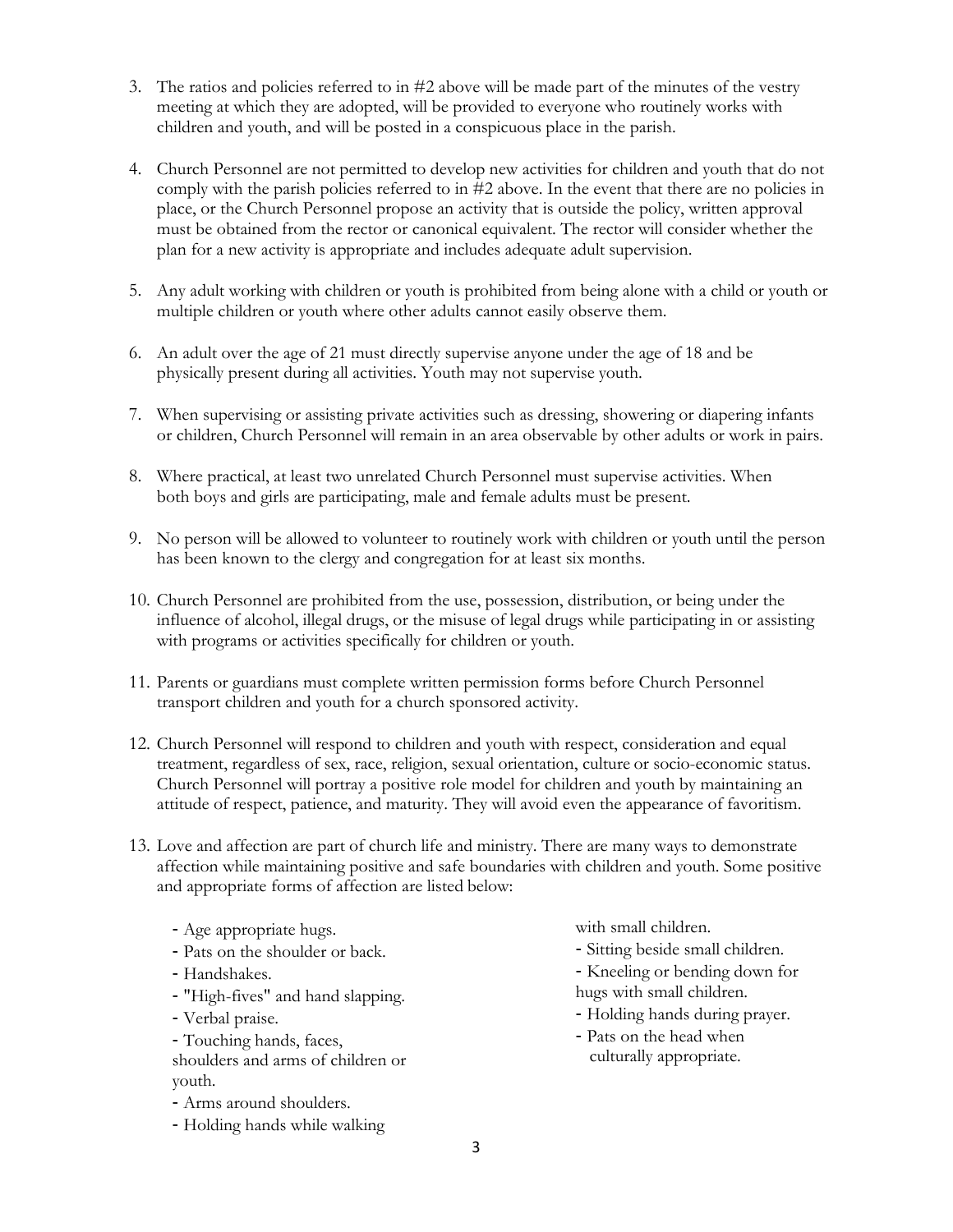3. The ratios and policies referred to in #2 above will be made part of the minutes of the vestry meeting at which they are adopted, will be provided to everyone who routinely works with children and youth, and will be posted in a conspicuous place in the parish.

4. Church Personnel are not permitted to develop new activities for children and youth that do not comply with the parish policies referred to in #2 above. In the event that there are no policies in place, or the Church Personnel propose an activity that is outside the policy, written approval must be obtained from the rector or canonical equivalent. The rector will consider whether the plan for a new activity is appropriate and includes adequate adult supervision.

5. Any adult working with children or youth is prohibited from being alone with a child or youth or multiple children or youth where other adults cannot easily observe them.

6. An adult over the age of 21 must directly supervise anyone under the age of 18 and be physically present during all activities. Youth may not supervise youth.

7. When supervising or assisting private activities such as dressing, showering or diapering infants or children, Church Personnel will remain in an area observable by other adults or work in pairs.

8. Where practical, at least two unrelated Church Personnel must supervise activities. When both boys and girls are participating, male and female adults must be present.

9. No person will be allowed to volunteer to routinely work with children or youth until the person has been known to the clergy and congregation for at least six months.

10. Church Personnel are prohibited from the use, possession, distribution, or being under the influence of alcohol, illegal drugs, or the misuse of legal drugs while participating in or assisting with programs or activities specifically for children or youth.

11. Parents or guardians must complete written permission forms before Church Personnel transport children and youth for a church sponsored activity.

12. Church Personnel will respond to children and youth with respect, consideration and equal treatment, regardless of sex, race, religion, sexual orientation, culture or socio-economic status. Church Personnel will portray a positive role model for children and youth by maintaining an attitude of respect, patience, and maturity. They will avoid even the appearance of favoritism.

13. Love and affection are part of church life and ministry. There are many ways to demonstrate affection while maintaining positive and safe boundaries with children and youth. Some positive and appropriate forms of affection are listed below:

    - Age appropriate hugs.
    - Pats on the shoulder or back.
    - Handshakes.
    - "High-fives" and hand slapping.
    - Verbal praise.
    - Touching hands, faces, shoulders and arms of children or youth.
    - Arms around shoulders.
    - Holding hands while walking with small children.
    - Sitting beside small children.
    - Kneeling or bending down for hugs with small children.
    - Holding hands during prayer.
    - Pats on the head when culturally appropriate.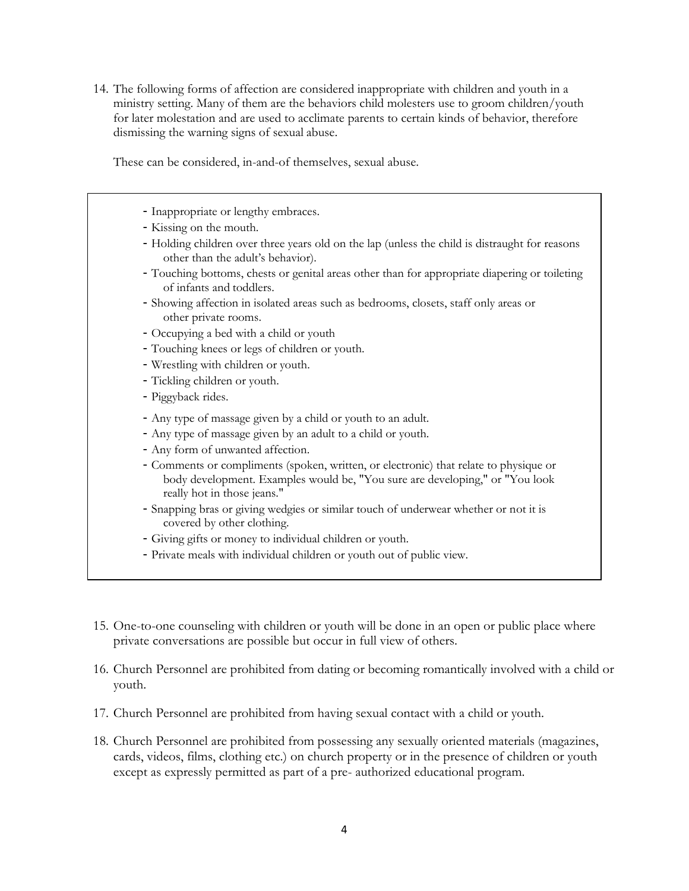14. The following forms of affection are considered inappropriate with children and youth in a ministry setting. Many of them are the behaviors child molesters use to groom children/youth for later molestation and are used to acclimate parents to certain kinds of behavior, therefore dismissing the warning signs of sexual abuse.

    These can be considered, in-and-of themselves, sexual abuse.

- Inappropriate or lengthy embraces.
- Kissing on the mouth.
- Holding children over three years old on the lap (unless the child is distraught for reasons other than the adult's behavior).
- Touching bottoms, chests or genital areas other than for appropriate diapering or toileting of infants and toddlers.
- Showing affection in isolated areas such as bedrooms, closets, staff only areas or other private rooms.
- Occupying a bed with a child or youth
- Touching knees or legs of children or youth.
- Wrestling with children or youth.
- Tickling children or youth.
- Piggyback rides.
- Any type of massage given by a child or youth to an adult.
- Any type of massage given by an adult to a child or youth.
- Any form of unwanted affection.
- Comments or compliments (spoken, written, or electronic) that relate to physique or body development. Examples would be, "You sure are developing," or "You look really hot in those jeans."
- Snapping bras or giving wedgies or similar touch of underwear whether or not it is covered by other clothing.
- Giving gifts or money to individual children or youth.
- Private meals with individual children or youth out of public view.

15. One-to-one counseling with children or youth will be done in an open or public place where private conversations are possible but occur in full view of others.

16. Church Personnel are prohibited from dating or becoming romantically involved with a child or youth.

17. Church Personnel are prohibited from having sexual contact with a child or youth.

18. Church Personnel are prohibited from possessing any sexually oriented materials (magazines, cards, videos, films, clothing etc.) on church property or in the presence of children or youth except as expressly permitted as part of a pre- authorized educational program.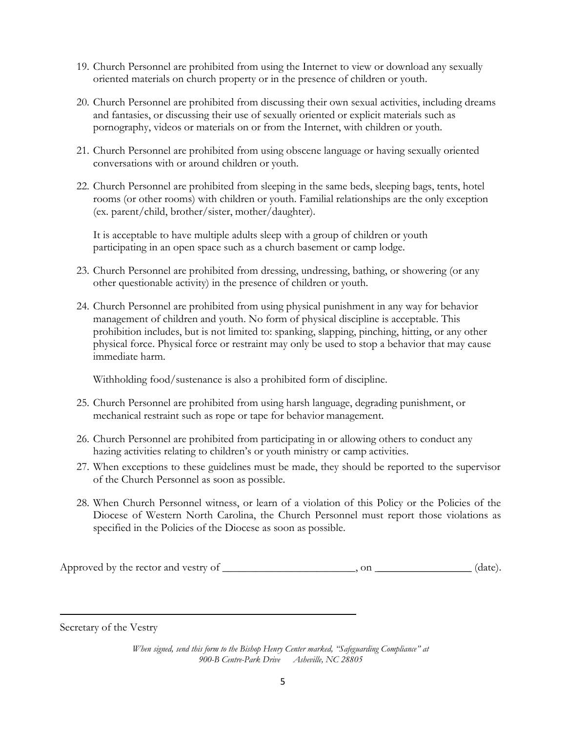19. Church Personnel are prohibited from using the Internet to view or download any sexually oriented materials on church property or in the presence of children or youth.

20. Church Personnel are prohibited from discussing their own sexual activities, including dreams and fantasies, or discussing their use of sexually oriented or explicit materials such as pornography, videos or materials on or from the Internet, with children or youth.

21. Church Personnel are prohibited from using obscene language or having sexually oriented conversations with or around children or youth.

22. Church Personnel are prohibited from sleeping in the same beds, sleeping bags, tents, hotel rooms (or other rooms) with children or youth. Familial relationships are the only exception (ex. parent/child, brother/sister, mother/daughter).

    It is acceptable to have multiple adults sleep with a group of children or youth participating in an open space such as a church basement or camp lodge.

23. Church Personnel are prohibited from dressing, undressing, bathing, or showering (or any other questionable activity) in the presence of children or youth.

24. Church Personnel are prohibited from using physical punishment in any way for behavior management of children and youth. No form of physical discipline is acceptable. This prohibition includes, but is not limited to: spanking, slapping, pinching, hitting, or any other physical force. Physical force or restraint may only be used to stop a behavior that may cause immediate harm.

    Withholding food/sustenance is also a prohibited form of discipline.

25. Church Personnel are prohibited from using harsh language, degrading punishment, or mechanical restraint such as rope or tape for behavior management.

26. Church Personnel are prohibited from participating in or allowing others to conduct any hazing activities relating to children's or youth ministry or camp activities.

27. When exceptions to these guidelines must be made, they should be reported to the supervisor of the Church Personnel as soon as possible.

28. When Church Personnel witness, or learn of a violation of this Policy or the Policies of the Diocese of Western North Carolina, the Church Personnel must report those violations as specified in the Policies of the Diocese as soon as possible.

Approved by the rector and vestry of ________________________, on _________________ (date).

_______________________________________________

Secretary of the Vestry

*When signed, send this form to the Bishop Henry Center marked, "Safeguarding Compliance" at 900-B Centre-Park Drive Asheville, NC 28805*